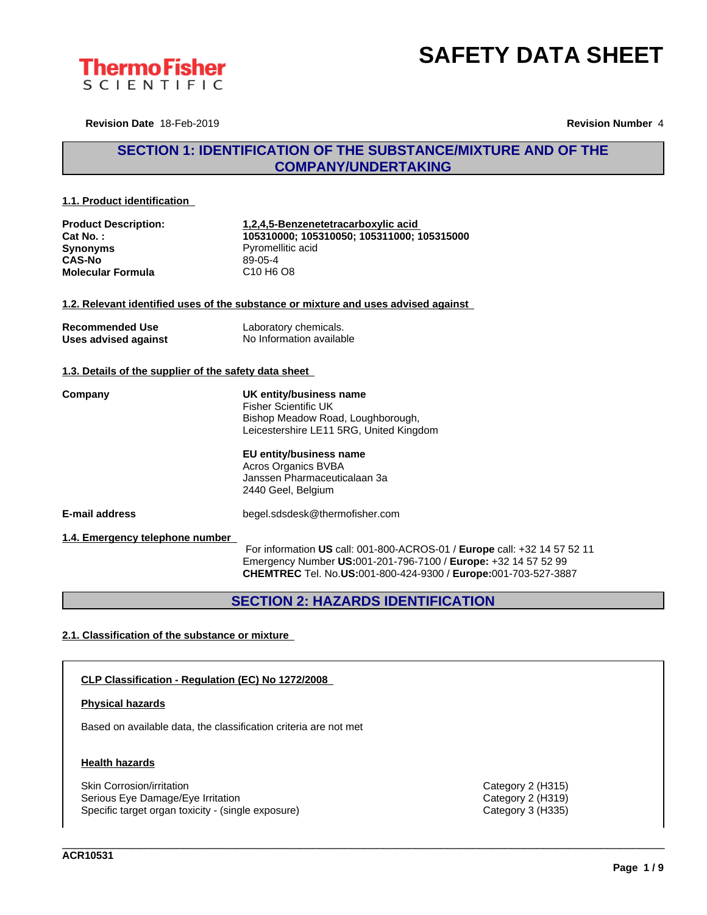ThermoFisher SCIENTIFIC

# SAFETY DATA SHEET

**Revision Date** 18-Feb-2019 **Revision Number** 4

## SECTION 1: IDENTIFICATION OF THE SUBSTANCE/MIXTURE AND OF THE COMPANY/UNDERTAKING

### 1.1. Product identification

**Product Description:** **1,2,4,5-Benzenetetracarboxylic acid**
**Cat No. :** **105310000; 105310050; 105311000; 105315000**
**Synonyms** Pyromellitic acid
**CAS-No** 89-05-4
**Molecular Formula** C10 H6 O8

### 1.2. Relevant identified uses of the substance or mixture and uses advised against

**Recommended Use** Laboratory chemicals.
**Uses advised against** No Information available

### 1.3. Details of the supplier of the safety data sheet

**Company**

**UK entity/business name**
Fisher Scientific UK
Bishop Meadow Road, Loughborough,
Leicestershire LE11 5RG, United Kingdom

**EU entity/business name**
Acros Organics BVBA
Janssen Pharmaceuticalaan 3a
2440 Geel, Belgium

**E-mail address** begel.sdsdesk@thermofisher.com

### 1.4. Emergency telephone number

For information **US** call: 001-800-ACROS-01 / **Europe** call: +32 14 57 52 11
Emergency Number **US:**001-201-796-7100 / **Europe:** +32 14 57 52 99
**CHEMTREC** Tel. No.**US:**001-800-424-9300 / **Europe:**001-703-527-3887

## SECTION 2: HAZARDS IDENTIFICATION

### 2.1. Classification of the substance or mixture

**CLP Classification - Regulation (EC) No 1272/2008**

**Physical hazards**

Based on available data, the classification criteria are not met

**Health hazards**

| | |
|---|---|
| Skin Corrosion/irritation | Category 2 (H315) |
| Serious Eye Damage/Eye Irritation | Category 2 (H319) |
| Specific target organ toxicity - (single exposure) | Category 3 (H335) |

ACR10531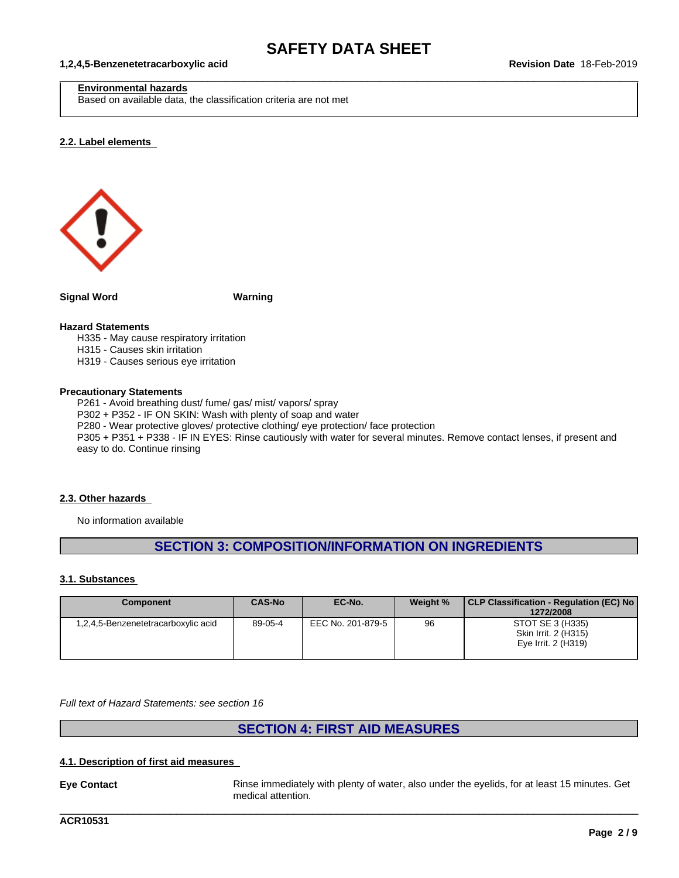**Environmental hazards**
Based on available data, the classification criteria are not met

### 2.2. Label elements

**Signal Word** **Warning**

**Hazard Statements**

H335 - May cause respiratory irritation
H315 - Causes skin irritation
H319 - Causes serious eye irritation

**Precautionary Statements**

P261 - Avoid breathing dust/ fume/ gas/ mist/ vapors/ spray
P302 + P352 - IF ON SKIN: Wash with plenty of soap and water
P280 - Wear protective gloves/ protective clothing/ eye protection/ face protection
P305 + P351 + P338 - IF IN EYES: Rinse cautiously with water for several minutes. Remove contact lenses, if present and easy to do. Continue rinsing

### 2.3. Other hazards

No information available

## SECTION 3: COMPOSITION/INFORMATION ON INGREDIENTS

### 3.1. Substances

| Component | CAS-No | EC-No. | Weight % | CLP Classification - Regulation (EC) No 1272/2008 |
|---|---|---|---|---|
| 1,2,4,5-Benzenetetracarboxylic acid | 89-05-4 | EEC No. 201-879-5 | 96 | STOT SE 3 (H335)<br>Skin Irrit. 2 (H315)<br>Eye Irrit. 2 (H319) |

*Full text of Hazard Statements: see section 16*

## SECTION 4: FIRST AID MEASURES

### 4.1. Description of first aid measures

**Eye Contact** Rinse immediately with plenty of water, also under the eyelids, for at least 15 minutes. Get medical attention.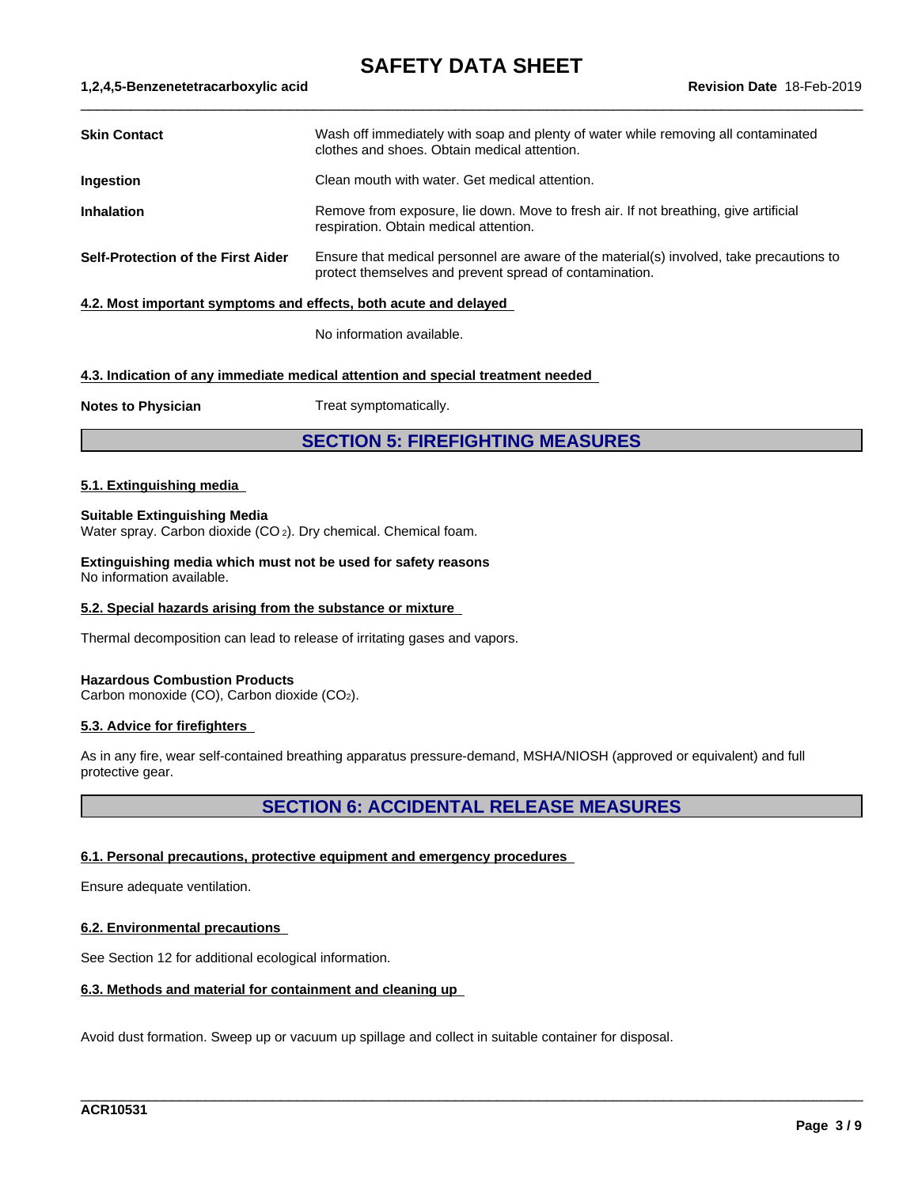| | |
|---|---|
| **Skin Contact** | Wash off immediately with soap and plenty of water while removing all contaminated clothes and shoes. Obtain medical attention. |
| **Ingestion** | Clean mouth with water. Get medical attention. |
| **Inhalation** | Remove from exposure, lie down. Move to fresh air. If not breathing, give artificial respiration. Obtain medical attention. |
| **Self-Protection of the First Aider** | Ensure that medical personnel are aware of the material(s) involved, take precautions to protect themselves and prevent spread of contamination. |

### 4.2. Most important symptoms and effects, both acute and delayed

No information available.

### 4.3. Indication of any immediate medical attention and special treatment needed

**Notes to Physician** Treat symptomatically.

## SECTION 5: FIREFIGHTING MEASURES

### 5.1. Extinguishing media

**Suitable Extinguishing Media**
Water spray. Carbon dioxide ($CO_2$). Dry chemical. Chemical foam.

**Extinguishing media which must not be used for safety reasons**
No information available.

### 5.2. Special hazards arising from the substance or mixture

Thermal decomposition can lead to release of irritating gases and vapors.

**Hazardous Combustion Products**
Carbon monoxide (CO), Carbon dioxide ($CO_2$).

### 5.3. Advice for firefighters

As in any fire, wear self-contained breathing apparatus pressure-demand, MSHA/NIOSH (approved or equivalent) and full protective gear.

## SECTION 6: ACCIDENTAL RELEASE MEASURES

### 6.1. Personal precautions, protective equipment and emergency procedures

Ensure adequate ventilation.

### 6.2. Environmental precautions

See Section 12 for additional ecological information.

### 6.3. Methods and material for containment and cleaning up

Avoid dust formation. Sweep up or vacuum up spillage and collect in suitable container for disposal.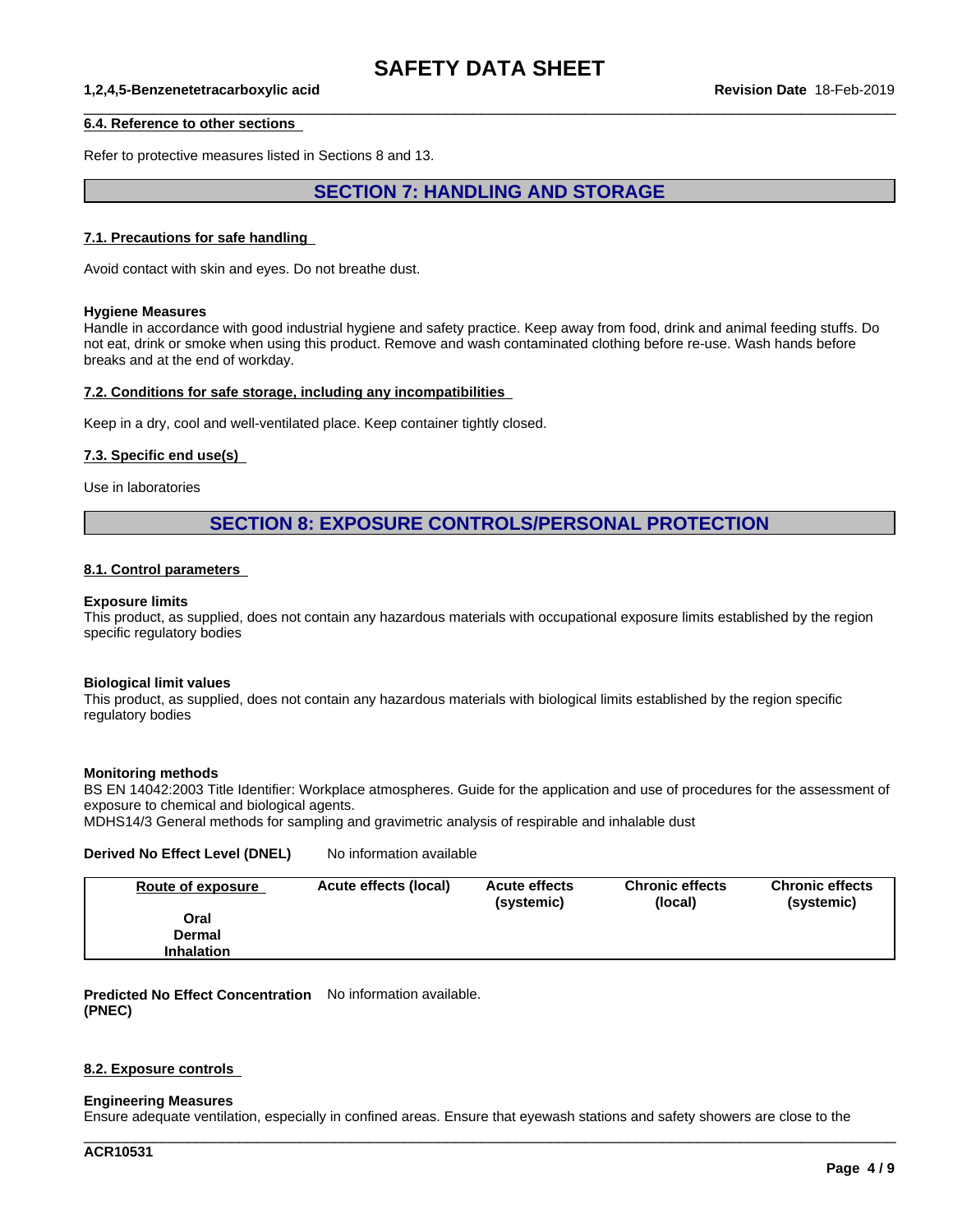### 6.4. Reference to other sections

Refer to protective measures listed in Sections 8 and 13.

## SECTION 7: HANDLING AND STORAGE

### 7.1. Precautions for safe handling

Avoid contact with skin and eyes. Do not breathe dust.

**Hygiene Measures**
Handle in accordance with good industrial hygiene and safety practice. Keep away from food, drink and animal feeding stuffs. Do not eat, drink or smoke when using this product. Remove and wash contaminated clothing before re-use. Wash hands before breaks and at the end of workday.

### 7.2. Conditions for safe storage, including any incompatibilities

Keep in a dry, cool and well-ventilated place. Keep container tightly closed.

### 7.3. Specific end use(s)

Use in laboratories

## SECTION 8: EXPOSURE CONTROLS/PERSONAL PROTECTION

### 8.1. Control parameters

**Exposure limits**
This product, as supplied, does not contain any hazardous materials with occupational exposure limits established by the region specific regulatory bodies

**Biological limit values**
This product, as supplied, does not contain any hazardous materials with biological limits established by the region specific regulatory bodies

**Monitoring methods**
BS EN 14042:2003 Title Identifier: Workplace atmospheres. Guide for the application and use of procedures for the assessment of exposure to chemical and biological agents.
MDHS14/3 General methods for sampling and gravimetric analysis of respirable and inhalable dust

**Derived No Effect Level (DNEL)** No information available

| Route of exposure | Acute effects (local) | Acute effects (systemic) | Chronic effects (local) | Chronic effects (systemic) |
|---|---|---|---|---|
| Oral | | | | |
| Dermal | | | | |
| Inhalation | | | | |

**Predicted No Effect Concentration (PNEC)** No information available.

### 8.2. Exposure controls

**Engineering Measures**
Ensure adequate ventilation, especially in confined areas. Ensure that eyewash stations and safety showers are close to the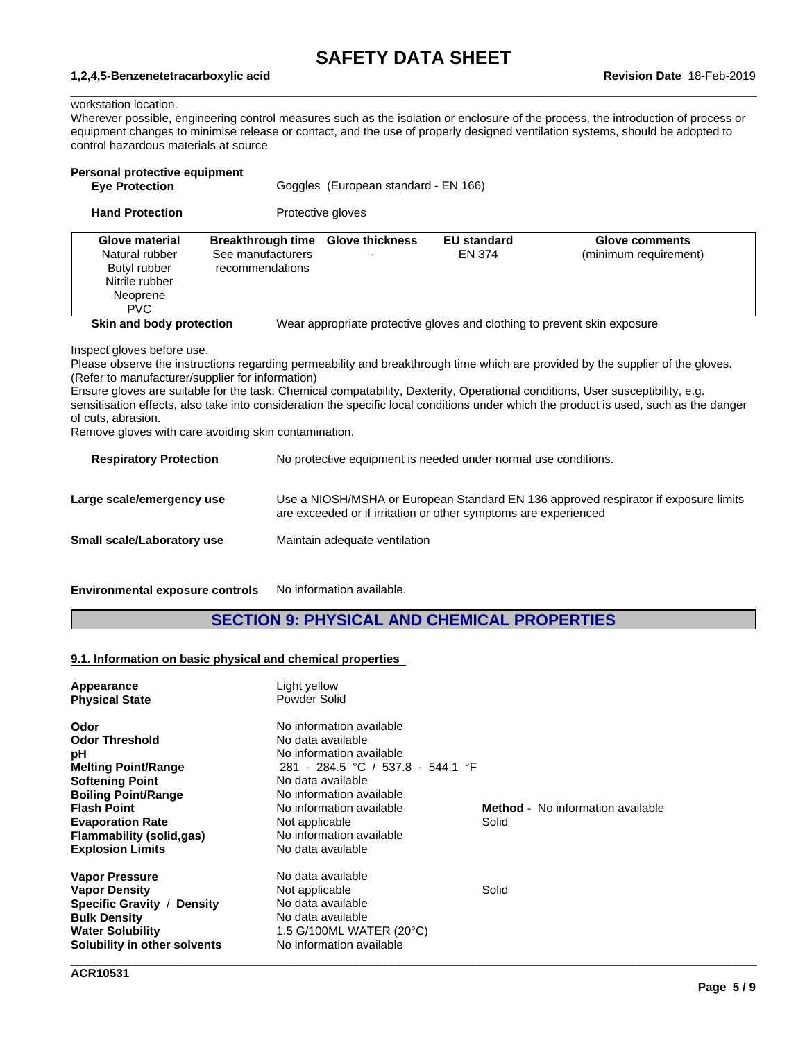workstation location.
Wherever possible, engineering control measures such as the isolation or enclosure of the process, the introduction of process or equipment changes to minimise release or contact, and the use of properly designed ventilation systems, should be adopted to control hazardous materials at source

**Personal protective equipment**

**Eye Protection** Goggles (European standard - EN 166)

**Hand Protection** Protective gloves

| Glove material | Breakthrough time | Glove thickness | EU standard | Glove comments |
|---|---|---|---|---|
| Natural rubber<br>Butyl rubber<br>Nitrile rubber<br>Neoprene<br>PVC | See manufacturers recommendations | - | EN 374 | (minimum requirement) |

**Skin and body protection** Wear appropriate protective gloves and clothing to prevent skin exposure

Inspect gloves before use.
Please observe the instructions regarding permeability and breakthrough time which are provided by the supplier of the gloves. (Refer to manufacturer/supplier for information)
Ensure gloves are suitable for the task: Chemical compatability, Dexterity, Operational conditions, User susceptibility, e.g. sensitisation effects, also take into consideration the specific local conditions under which the product is used, such as the danger of cuts, abrasion.
Remove gloves with care avoiding skin contamination.

**Respiratory Protection** No protective equipment is needed under normal use conditions.

**Large scale/emergency use** Use a NIOSH/MSHA or European Standard EN 136 approved respirator if exposure limits are exceeded or if irritation or other symptoms are experienced

**Small scale/Laboratory use** Maintain adequate ventilation

**Environmental exposure controls** No information available.

## SECTION 9: PHYSICAL AND CHEMICAL PROPERTIES

### 9.1. Information on basic physical and chemical properties

| Property | Value | |
|---|---|---|
| **Appearance** | Light yellow | |
| **Physical State** | Powder Solid | |
| **Odor** | No information available | |
| **Odor Threshold** | No data available | |
| **pH** | No information available | |
| **Melting Point/Range** | 281 - 284.5 °C / 537.8 - 544.1 °F | |
| **Softening Point** | No data available | |
| **Boiling Point/Range** | No information available | |
| **Flash Point** | No information available | **Method -** No information available |
| **Evaporation Rate** | Not applicable | Solid |
| **Flammability (solid,gas)** | No information available | |
| **Explosion Limits** | No data available | |
| **Vapor Pressure** | No data available | |
| **Vapor Density** | Not applicable | Solid |
| **Specific Gravity / Density** | No data available | |
| **Bulk Density** | No data available | |
| **Water Solubility** | 1.5 G/100ML WATER (20°C) | |
| **Solubility in other solvents** | No information available | |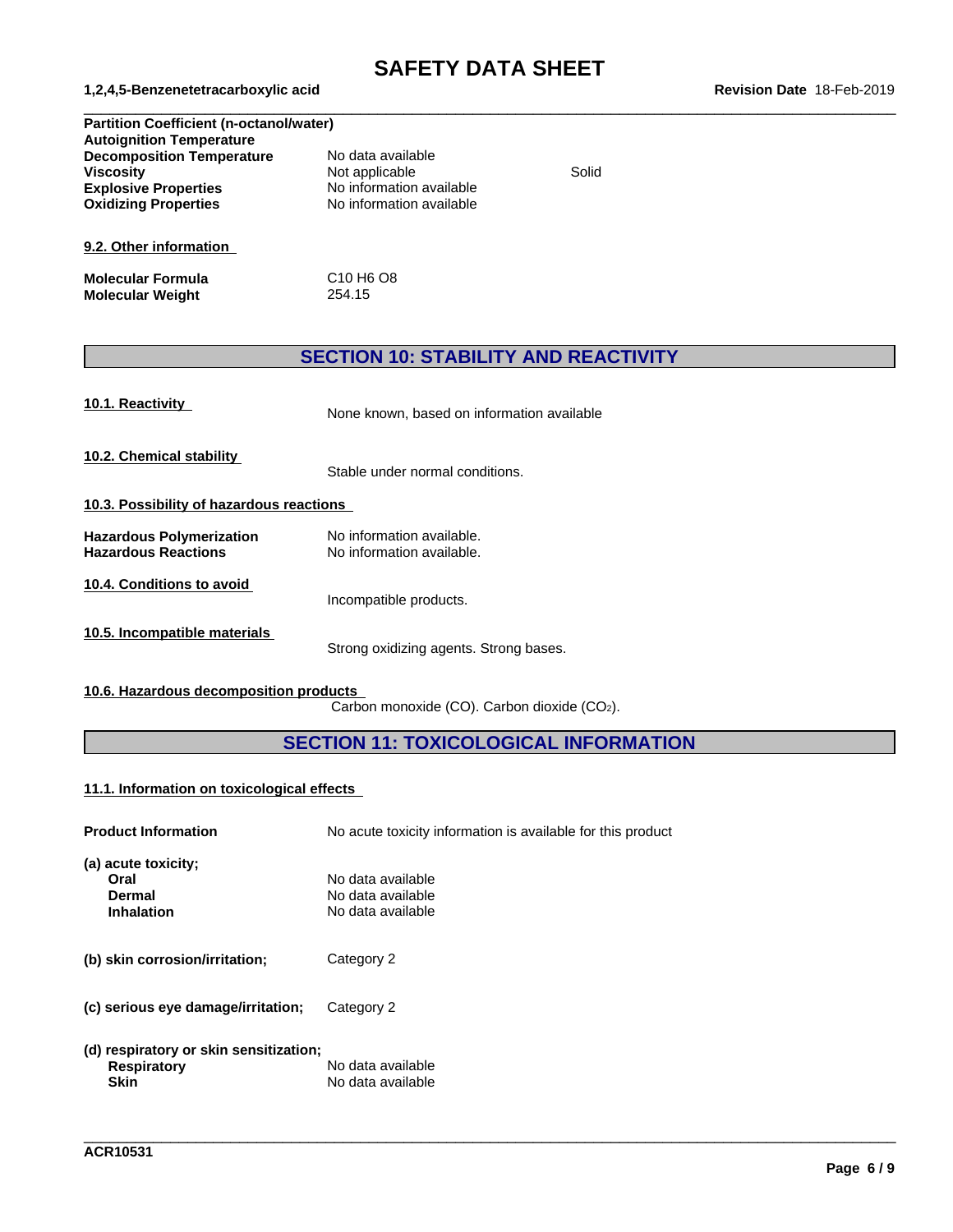| | | |
|---|---|---|
| **Partition Coefficient (n-octanol/water)** | | |
| **Autoignition Temperature** | | |
| **Decomposition Temperature** | No data available | |
| **Viscosity** | Not applicable | Solid |
| **Explosive Properties** | No information available | |
| **Oxidizing Properties** | No information available | |

**9.2. Other information**

| | |
|---|---|
| **Molecular Formula** | C10 H6 O8 |
| **Molecular Weight** | 254.15 |

## SECTION 10: STABILITY AND REACTIVITY

**10.1. Reactivity**

None known, based on information available

**10.2. Chemical stability**

Stable under normal conditions.

**10.3. Possibility of hazardous reactions**

| | |
|---|---|
| **Hazardous Polymerization** | No information available. |
| **Hazardous Reactions** | No information available. |

**10.4. Conditions to avoid**

Incompatible products.

**10.5. Incompatible materials**

Strong oxidizing agents. Strong bases.

**10.6. Hazardous decomposition products**

Carbon monoxide (CO). Carbon dioxide ($CO_2$).

## SECTION 11: TOXICOLOGICAL INFORMATION

**11.1. Information on toxicological effects**

**Product Information** No acute toxicity information is available for this product

**(a) acute toxicity;**

| | |
|---|---|
| **Oral** | No data available |
| **Dermal** | No data available |
| **Inhalation** | No data available |

**(b) skin corrosion/irritation;** Category 2

**(c) serious eye damage/irritation;** Category 2

**(d) respiratory or skin sensitization;**

| | |
|---|---|
| **Respiratory** | No data available |
| **Skin** | No data available |

ACR10531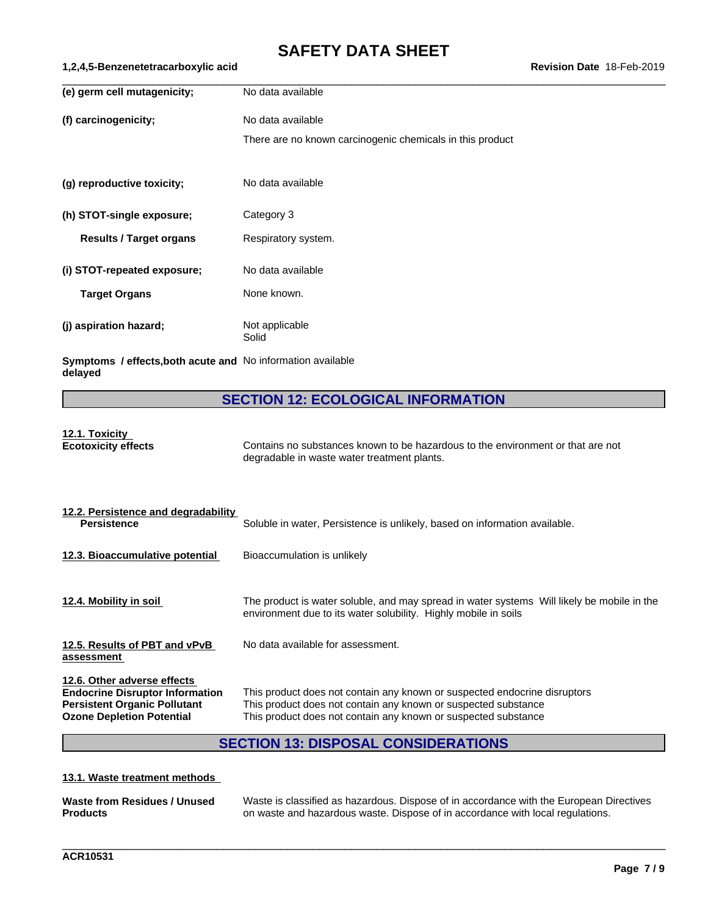| | |
|---|---|
| **(e) germ cell mutagenicity;** | No data available |
| **(f) carcinogenicity;** | No data available<br>There are no known carcinogenic chemicals in this product |
| **(g) reproductive toxicity;** | No data available |
| **(h) STOT-single exposure;** | Category 3 |
| **Results / Target organs** | Respiratory system. |
| **(i) STOT-repeated exposure;** | No data available |
| **Target Organs** | None known. |
| **(j) aspiration hazard;** | Not applicable<br>Solid |
| **Symptoms / effects,both acute and delayed** | No information available |

## SECTION 12: ECOLOGICAL INFORMATION

**12.1. Toxicity**

**Ecotoxicity effects**: Contains no substances known to be hazardous to the environment or that are not degradable in waste water treatment plants.

**12.2. Persistence and degradability**

**Persistence**: Soluble in water, Persistence is unlikely, based on information available.

**12.3. Bioaccumulative potential**: Bioaccumulation is unlikely

**12.4. Mobility in soil**: The product is water soluble, and may spread in water systems Will likely be mobile in the environment due to its water solubility. Highly mobile in soils

**12.5. Results of PBT and vPvB assessment**: No data available for assessment.

**12.6. Other adverse effects**

**Endocrine Disruptor Information**: This product does not contain any known or suspected endocrine disruptors

**Persistent Organic Pollutant**: This product does not contain any known or suspected substance

**Ozone Depletion Potential**: This product does not contain any known or suspected substance

## SECTION 13: DISPOSAL CONSIDERATIONS

**13.1. Waste treatment methods**

**Waste from Residues / Unused Products**: Waste is classified as hazardous. Dispose of in accordance with the European Directives on waste and hazardous waste. Dispose of in accordance with local regulations.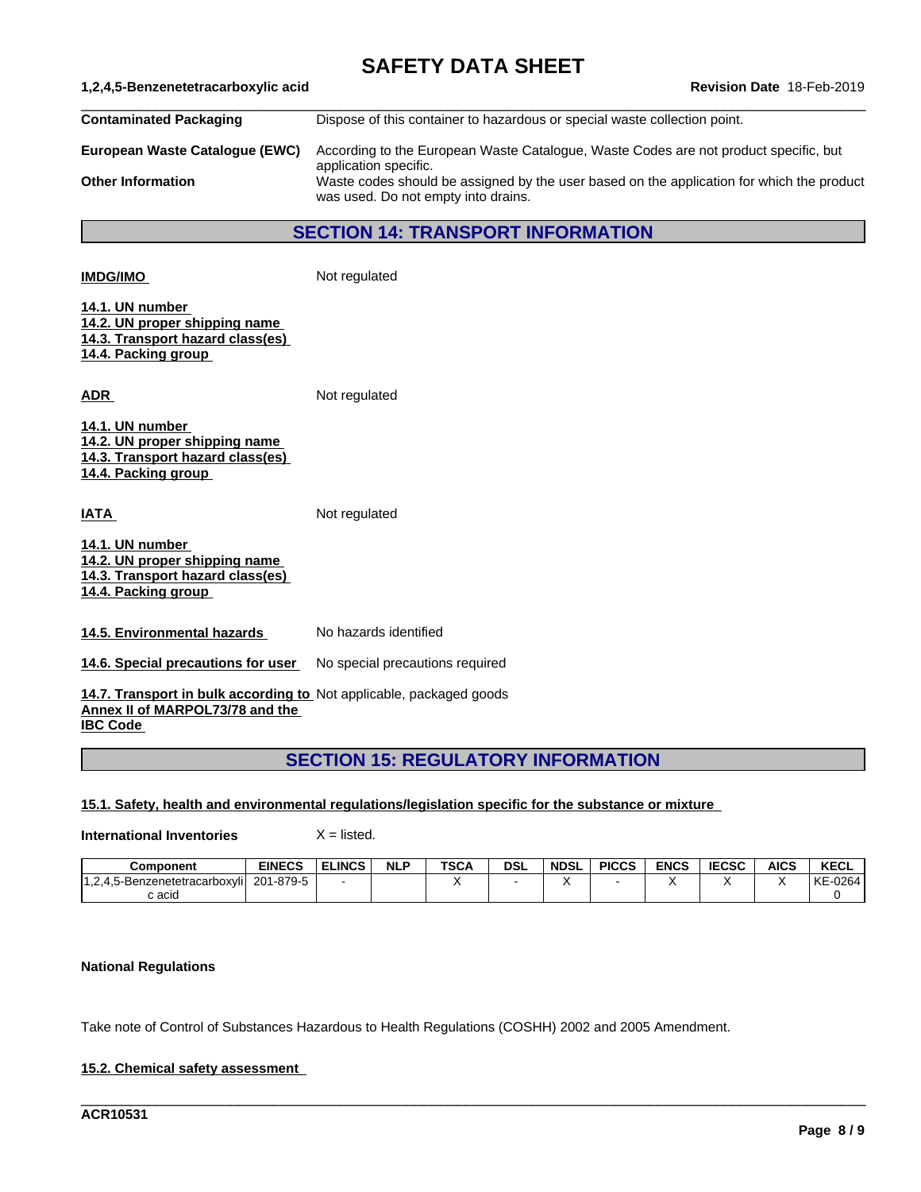**Contaminated Packaging** Dispose of this container to hazardous or special waste collection point.

**European Waste Catalogue (EWC)** According to the European Waste Catalogue, Waste Codes are not product specific, but application specific.

**Other Information** Waste codes should be assigned by the user based on the application for which the product was used. Do not empty into drains.

## SECTION 14: TRANSPORT INFORMATION

**IMDG/IMO** Not regulated

**14.1. UN number**
**14.2. UN proper shipping name**
**14.3. Transport hazard class(es)**
**14.4. Packing group**

**ADR** Not regulated

**14.1. UN number**
**14.2. UN proper shipping name**
**14.3. Transport hazard class(es)**
**14.4. Packing group**

**IATA** Not regulated

**14.1. UN number**
**14.2. UN proper shipping name**
**14.3. Transport hazard class(es)**
**14.4. Packing group**

**14.5. Environmental hazards** No hazards identified

**14.6. Special precautions for user** No special precautions required

**14.7. Transport in bulk according to Annex II of MARPOL73/78 and the IBC Code** Not applicable, packaged goods

## SECTION 15: REGULATORY INFORMATION

**15.1. Safety, health and environmental regulations/legislation specific for the substance or mixture**

**International Inventories** X = listed.

| Component | EINECS | ELINCS | NLP | TSCA | DSL | NDSL | PICCS | ENCS | IECSC | AICS | KECL |
|---|---|---|---|---|---|---|---|---|---|---|---|
| 1,2,4,5-Benzenetetracarboxylic acid | 201-879-5 | - | | X | - | X | - | X | X | X | KE-02640 |

**National Regulations**

Take note of Control of Substances Hazardous to Health Regulations (COSHH) 2002 and 2005 Amendment.

**15.2. Chemical safety assessment**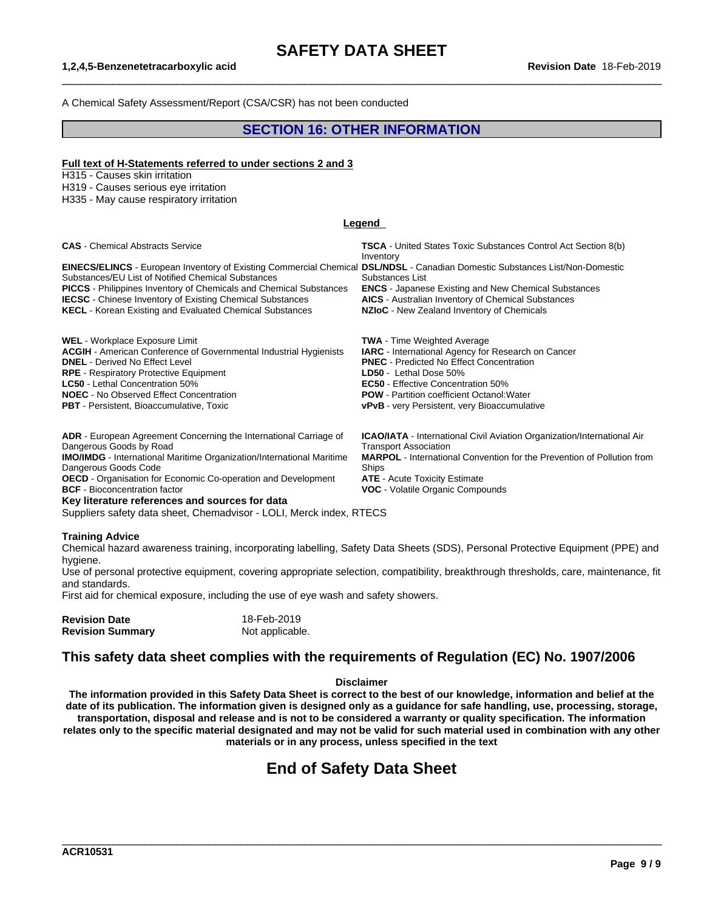A Chemical Safety Assessment/Report (CSA/CSR) has not been conducted

## SECTION 16: OTHER INFORMATION

**Full text of H-Statements referred to under sections 2 and 3**

H315 - Causes skin irritation
H319 - Causes serious eye irritation
H335 - May cause respiratory irritation

**Legend**

**CAS** - Chemical Abstracts Service
**TSCA** - United States Toxic Substances Control Act Section 8(b) Inventory
**EINECS/ELINCS** - European Inventory of Existing Commercial Chemical Substances/EU List of Notified Chemical Substances
**DSL/NDSL** - Canadian Domestic Substances List/Non-Domestic Substances List
**PICCS** - Philippines Inventory of Chemicals and Chemical Substances
**ENCS** - Japanese Existing and New Chemical Substances
**IECSC** - Chinese Inventory of Existing Chemical Substances
**AICS** - Australian Inventory of Chemical Substances
**KECL** - Korean Existing and Evaluated Chemical Substances
**NZIoC** - New Zealand Inventory of Chemicals

**WEL** - Workplace Exposure Limit
**TWA** - Time Weighted Average
**ACGIH** - American Conference of Governmental Industrial Hygienists
**IARC** - International Agency for Research on Cancer
**DNEL** - Derived No Effect Level
**PNEC** - Predicted No Effect Concentration
**RPE** - Respiratory Protective Equipment
**LD50** - Lethal Dose 50%
**LC50** - Lethal Concentration 50%
**EC50** - Effective Concentration 50%
**NOEC** - No Observed Effect Concentration
**POW** - Partition coefficient Octanol:Water
**PBT** - Persistent, Bioaccumulative, Toxic
**vPvB** - very Persistent, very Bioaccumulative

**ADR** - European Agreement Concerning the International Carriage of Dangerous Goods by Road
**ICAO/IATA** - International Civil Aviation Organization/International Air Transport Association
**IMO/IMDG** - International Maritime Organization/International Maritime Dangerous Goods Code
**MARPOL** - International Convention for the Prevention of Pollution from Ships
**OECD** - Organisation for Economic Co-operation and Development
**ATE** - Acute Toxicity Estimate
**BCF** - Bioconcentration factor
**VOC** - Volatile Organic Compounds

**Key literature references and sources for data**

Suppliers safety data sheet, Chemadvisor - LOLI, Merck index, RTECS

**Training Advice**

Chemical hazard awareness training, incorporating labelling, Safety Data Sheets (SDS), Personal Protective Equipment (PPE) and hygiene.
Use of personal protective equipment, covering appropriate selection, compatibility, breakthrough thresholds, care, maintenance, fit and standards.
First aid for chemical exposure, including the use of eye wash and safety showers.

**Revision Date** 18-Feb-2019
**Revision Summary** Not applicable.

## This safety data sheet complies with the requirements of Regulation (EC) No. 1907/2006

**Disclaimer**

**The information provided in this Safety Data Sheet is correct to the best of our knowledge, information and belief at the date of its publication. The information given is designed only as a guidance for safe handling, use, processing, storage, transportation, disposal and release and is not to be considered a warranty or quality specification. The information relates only to the specific material designated and may not be valid for such material used in combination with any other materials or in any process, unless specified in the text**

# End of Safety Data Sheet